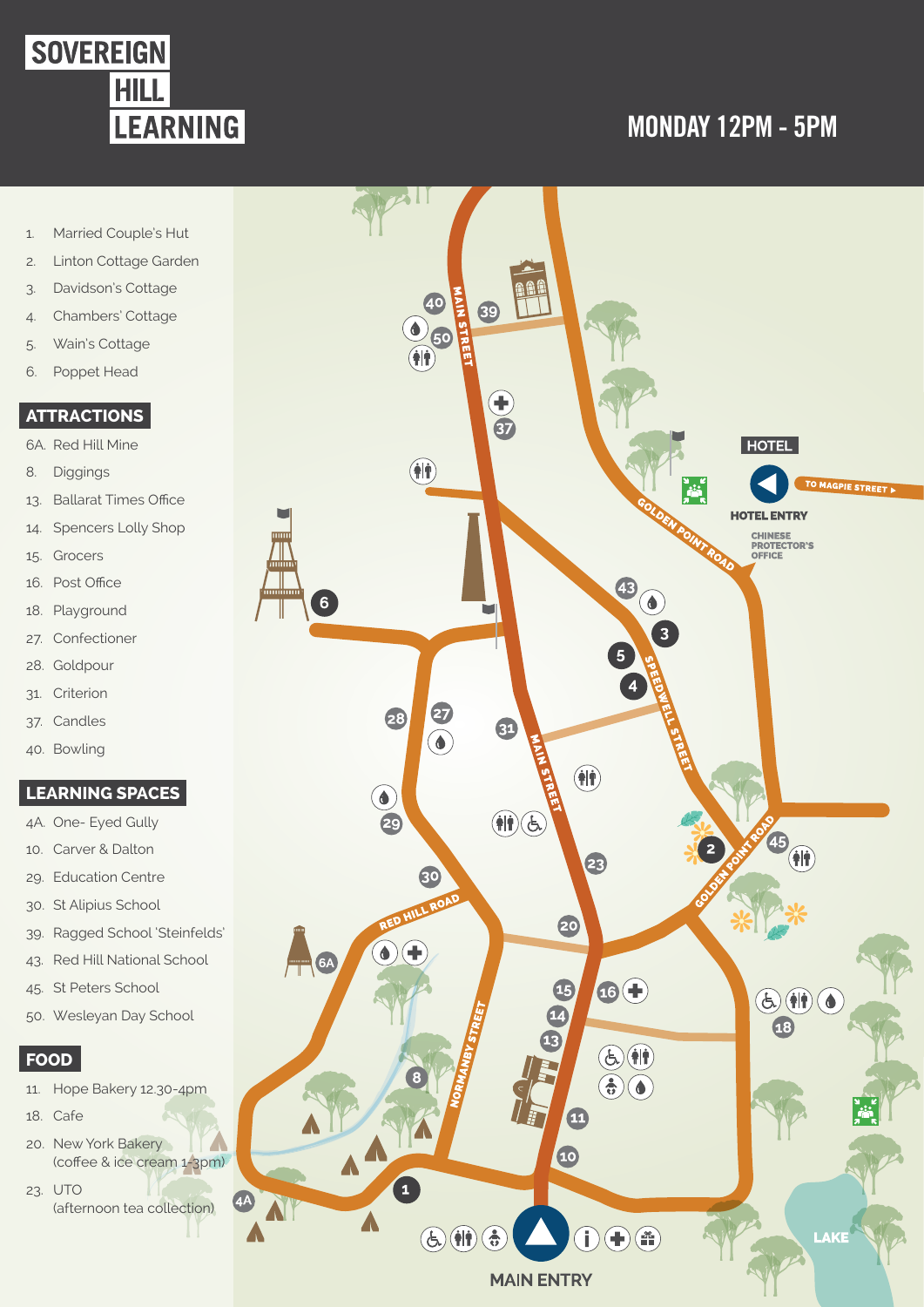# SOVEREIGN HILL LEARNING

## MONDAY 12PM - 5PM

1. Married Couple's Hut
2. Linton Cottage Garden
3. Davidson's Cottage
4. Chambers' Cottage
5. Wain's Cottage
6. Poppet Head

## ATTRACTIONS

- 6A. Red Hill Mine
- 8. Diggings
- 13. Ballarat Times Office
- 14. Spencers Lolly Shop
- 15. Grocers
- 16. Post Office
- 18. Playground
- 27. Confectioner
- 28. Goldpour
- 31. Criterion
- 37. Candles
- 40. Bowling

## LEARNING SPACES

- 4A. One- Eyed Gully
- 10. Carver & Dalton
- 29. Education Centre
- 30. St Alipius School
- 39. Ragged School 'Steinfelds'
- 43. Red Hill National School
- 45. St Peters School
- 50. Wesleyan Day School

## FOOD

- 11. Hope Bakery 12.30-4pm
- 18. Cafe
- 20. New York Bakery (coffee & ice cream 1-3pm)
- 23. UTO (afternoon tea collection)

MAIN STREET

GOLDEN POINT ROAD

SPEEDWELL STREET

RED HILL ROAD

NORMANBY STREET

HOTEL

TO MAGPIE STREET ▸

HOTEL ENTRY

CHINESE PROTECTOR'S OFFICE

LAKE

MAIN ENTRY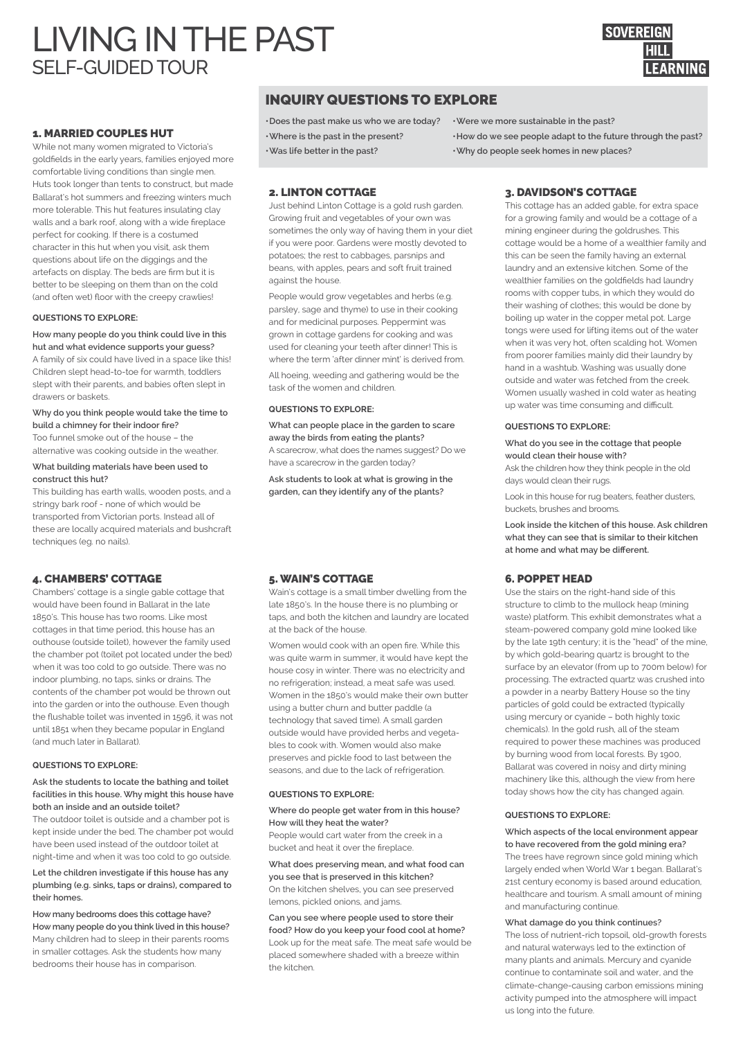# LIVING IN THE PAST

## SELF-GUIDED TOUR

SOVEREIGN HILL LEARNING

## INQUIRY QUESTIONS TO EXPLORE

- Does the past make us who we are today?
- Where is the past in the present?
- Was life better in the past?
- Were we more sustainable in the past?
- How do we see people adapt to the future through the past?
- Why do people seek homes in new places?

### 1. MARRIED COUPLES HUT

While not many women migrated to Victoria's goldfields in the early years, families enjoyed more comfortable living conditions than single men. Huts took longer than tents to construct, but made Ballarat's hot summers and freezing winters much more tolerable. This hut features insulating clay walls and a bark roof, along with a wide fireplace perfect for cooking. If there is a costumed character in this hut when you visit, ask them questions about life on the diggings and the artefacts on display. The beds are firm but it is better to be sleeping on them than on the cold (and often wet) floor with the creepy crawlies!

**QUESTIONS TO EXPLORE:**

**How many people do you think could live in this hut and what evidence supports your guess?**
A family of six could have lived in a space like this! Children slept head-to-toe for warmth, toddlers slept with their parents, and babies often slept in drawers or baskets.

**Why do you think people would take the time to build a chimney for their indoor fire?**
Too funnel smoke out of the house – the alternative was cooking outside in the weather.

**What building materials have been used to construct this hut?**
This building has earth walls, wooden posts, and a stringy bark roof - none of which would be transported from Victorian ports. Instead all of these are locally acquired materials and bushcraft techniques (eg. no nails).

### 2. LINTON COTTAGE

Just behind Linton Cottage is a gold rush garden. Growing fruit and vegetables of your own was sometimes the only way of having them in your diet if you were poor. Gardens were mostly devoted to potatoes; the rest to cabbages, parsnips and beans, with apples, pears and soft fruit trained against the house.

People would grow vegetables and herbs (e.g. parsley, sage and thyme) to use in their cooking and for medicinal purposes. Peppermint was grown in cottage gardens for cooking and was used for cleaning your teeth after dinner! This is where the term 'after dinner mint' is derived from.

All hoeing, weeding and gathering would be the task of the women and children.

**QUESTIONS TO EXPLORE:**

**What can people place in the garden to scare away the birds from eating the plants?**
A scarecrow, what does the names suggest? Do we have a scarecrow in the garden today?

**Ask students to look at what is growing in the garden, can they identify any of the plants?**

### 3. DAVIDSON'S COTTAGE

This cottage has an added gable, for extra space for a growing family and would be a cottage of a mining engineer during the goldrushes. This cottage would be a home of a wealthier family and this can be seen the family having an external laundry and an extensive kitchen. Some of the wealthier families on the goldfields had laundry rooms with copper tubs, in which they would do their washing of clothes; this would be done by boiling up water in the copper metal pot. Large tongs were used for lifting items out of the water when it was very hot, often scalding hot. Women from poorer families mainly did their laundry by hand in a washtub. Washing was usually done outside and water was fetched from the creek. Women usually washed in cold water as heating up water was time consuming and difficult.

**QUESTIONS TO EXPLORE:**

**What do you see in the cottage that people would clean their house with?**
Ask the children how they think people in the old days would clean their rugs.

Look in this house for rug beaters, feather dusters, buckets, brushes and brooms.

**Look inside the kitchen of this house. Ask children what they can see that is similar to their kitchen at home and what may be different.**

### 4. CHAMBERS' COTTAGE

Chambers' cottage is a single gable cottage that would have been found in Ballarat in the late 1850's. This house has two rooms. Like most cottages in that time period, this house has an outhouse (outside toilet), however the family used the chamber pot (toilet pot located under the bed) when it was too cold to go outside. There was no indoor plumbing, no taps, sinks or drains. The contents of the chamber pot would be thrown out into the garden or into the outhouse. Even though the flushable toilet was invented in 1596, it was not until 1851 when they became popular in England (and much later in Ballarat).

**QUESTIONS TO EXPLORE:**

**Ask the students to locate the bathing and toilet facilities in this house. Why might this house have both an inside and an outside toilet?**
The outdoor toilet is outside and a chamber pot is kept inside under the bed. The chamber pot would have been used instead of the outdoor toilet at night-time and when it was too cold to go outside.

**Let the children investigate if this house has any plumbing (e.g. sinks, taps or drains), compared to their homes.**

**How many bedrooms does this cottage have? How many people do you think lived in this house?**
Many children had to sleep in their parents rooms in smaller cottages. Ask the students how many bedrooms their house has in comparison.

### 5. WAIN'S COTTAGE

Wain's cottage is a small timber dwelling from the late 1850's. In the house there is no plumbing or taps, and both the kitchen and laundry are located at the back of the house.

Women would cook with an open fire. While this was quite warm in summer, it would have kept the house cosy in winter. There was no electricity and no refrigeration; instead, a meat safe was used. Women in the 1850's would make their own butter using a butter churn and butter paddle (a technology that saved time). A small garden outside would have provided herbs and vegetables to cook with. Women would also make preserves and pickle food to last between the seasons, and due to the lack of refrigeration.

**QUESTIONS TO EXPLORE:**

**Where do people get water from in this house? How will they heat the water?**
People would cart water from the creek in a bucket and heat it over the fireplace.

**What does preserving mean, and what food can you see that is preserved in this kitchen?**
On the kitchen shelves, you can see preserved lemons, pickled onions, and jams.

**Can you see where people used to store their food? How do you keep your food cool at home?**
Look up for the meat safe. The meat safe would be placed somewhere shaded with a breeze within the kitchen.

### 6. POPPET HEAD

Use the stairs on the right-hand side of this structure to climb to the mullock heap (mining waste) platform. This exhibit demonstrates what a steam-powered company gold mine looked like by the late 19th century; it is the "head" of the mine, by which gold-bearing quartz is brought to the surface by an elevator (from up to 700m below) for processing. The extracted quartz was crushed into a powder in a nearby Battery House so the tiny particles of gold could be extracted (typically using mercury or cyanide – both highly toxic chemicals). In the gold rush, all of the steam required to power these machines was produced by burning wood from local forests. By 1900, Ballarat was covered in noisy and dirty mining machinery like this, although the view from here today shows how the city has changed again.

**QUESTIONS TO EXPLORE:**

**Which aspects of the local environment appear to have recovered from the gold mining era?**
The trees have regrown since gold mining which largely ended when World War 1 began. Ballarat's 21st century economy is based around education, healthcare and tourism. A small amount of mining and manufacturing continue.

**What damage do you think continues?**
The loss of nutrient-rich topsoil, old-growth forests and natural waterways led to the extinction of many plants and animals. Mercury and cyanide continue to contaminate soil and water, and the climate-change-causing carbon emissions mining activity pumped into the atmosphere will impact us long into the future.